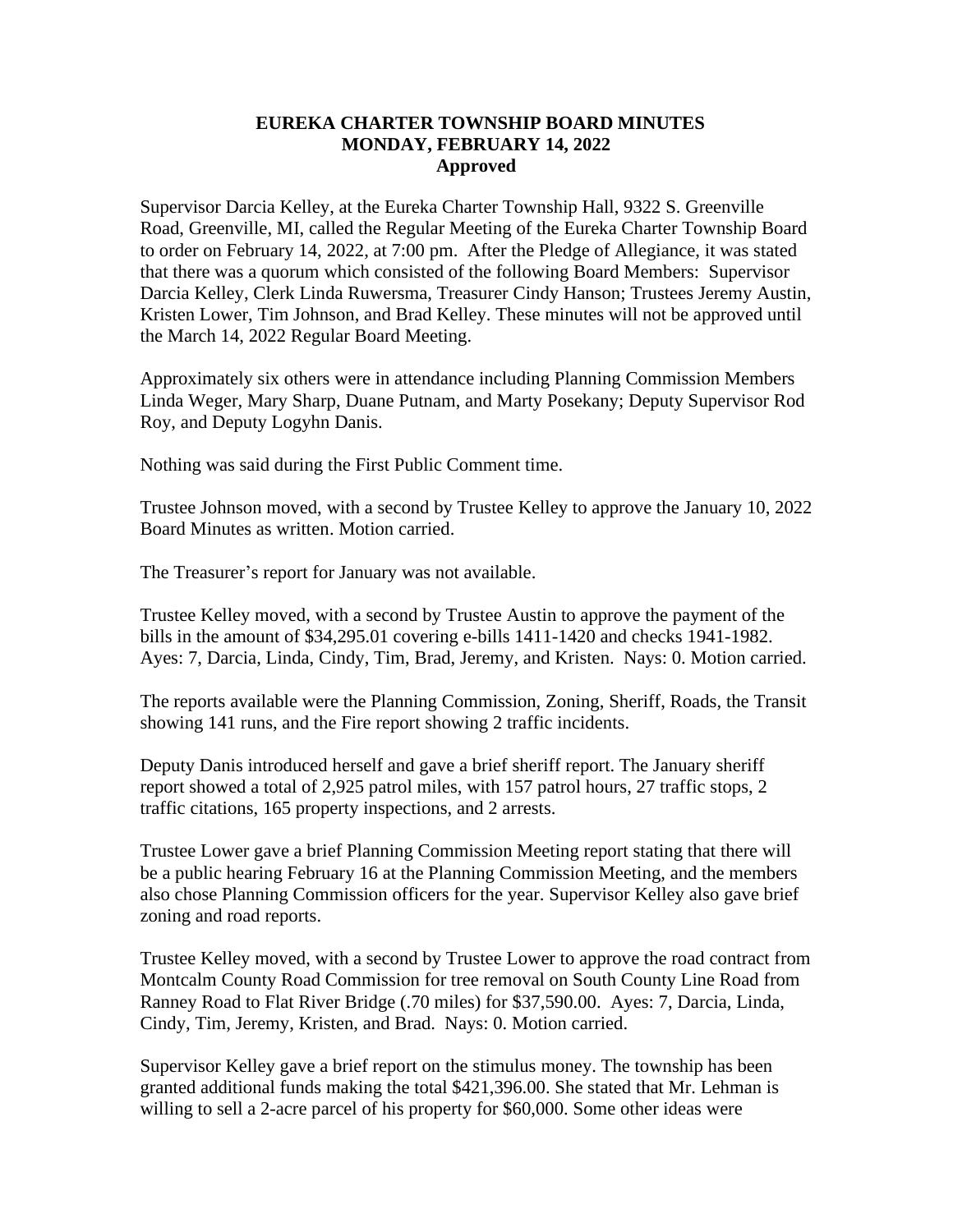# EUREKA CHARTER TOWNSHIP BOARD MINUTES
## MONDAY, FEBRUARY 14, 2022
### Approved

Supervisor Darcia Kelley, at the Eureka Charter Township Hall, 9322 S. Greenville Road, Greenville, MI, called the Regular Meeting of the Eureka Charter Township Board to order on February 14, 2022, at 7:00 pm. After the Pledge of Allegiance, it was stated that there was a quorum which consisted of the following Board Members: Supervisor Darcia Kelley, Clerk Linda Ruwersma, Treasurer Cindy Hanson; Trustees Jeremy Austin, Kristen Lower, Tim Johnson, and Brad Kelley. These minutes will not be approved until the March 14, 2022 Regular Board Meeting.

Approximately six others were in attendance including Planning Commission Members Linda Weger, Mary Sharp, Duane Putnam, and Marty Posekany; Deputy Supervisor Rod Roy, and Deputy Logyhn Danis.

Nothing was said during the First Public Comment time.

Trustee Johnson moved, with a second by Trustee Kelley to approve the January 10, 2022 Board Minutes as written. Motion carried.

The Treasurer's report for January was not available.

Trustee Kelley moved, with a second by Trustee Austin to approve the payment of the bills in the amount of $34,295.01 covering e-bills 1411-1420 and checks 1941-1982. Ayes: 7, Darcia, Linda, Cindy, Tim, Brad, Jeremy, and Kristen. Nays: 0. Motion carried.

The reports available were the Planning Commission, Zoning, Sheriff, Roads, the Transit showing 141 runs, and the Fire report showing 2 traffic incidents.

Deputy Danis introduced herself and gave a brief sheriff report. The January sheriff report showed a total of 2,925 patrol miles, with 157 patrol hours, 27 traffic stops, 2 traffic citations, 165 property inspections, and 2 arrests.

Trustee Lower gave a brief Planning Commission Meeting report stating that there will be a public hearing February 16 at the Planning Commission Meeting, and the members also chose Planning Commission officers for the year. Supervisor Kelley also gave brief zoning and road reports.

Trustee Kelley moved, with a second by Trustee Lower to approve the road contract from Montcalm County Road Commission for tree removal on South County Line Road from Ranney Road to Flat River Bridge (.70 miles) for $37,590.00. Ayes: 7, Darcia, Linda, Cindy, Tim, Jeremy, Kristen, and Brad. Nays: 0. Motion carried.

Supervisor Kelley gave a brief report on the stimulus money. The township has been granted additional funds making the total $421,396.00. She stated that Mr. Lehman is willing to sell a 2-acre parcel of his property for $60,000. Some other ideas were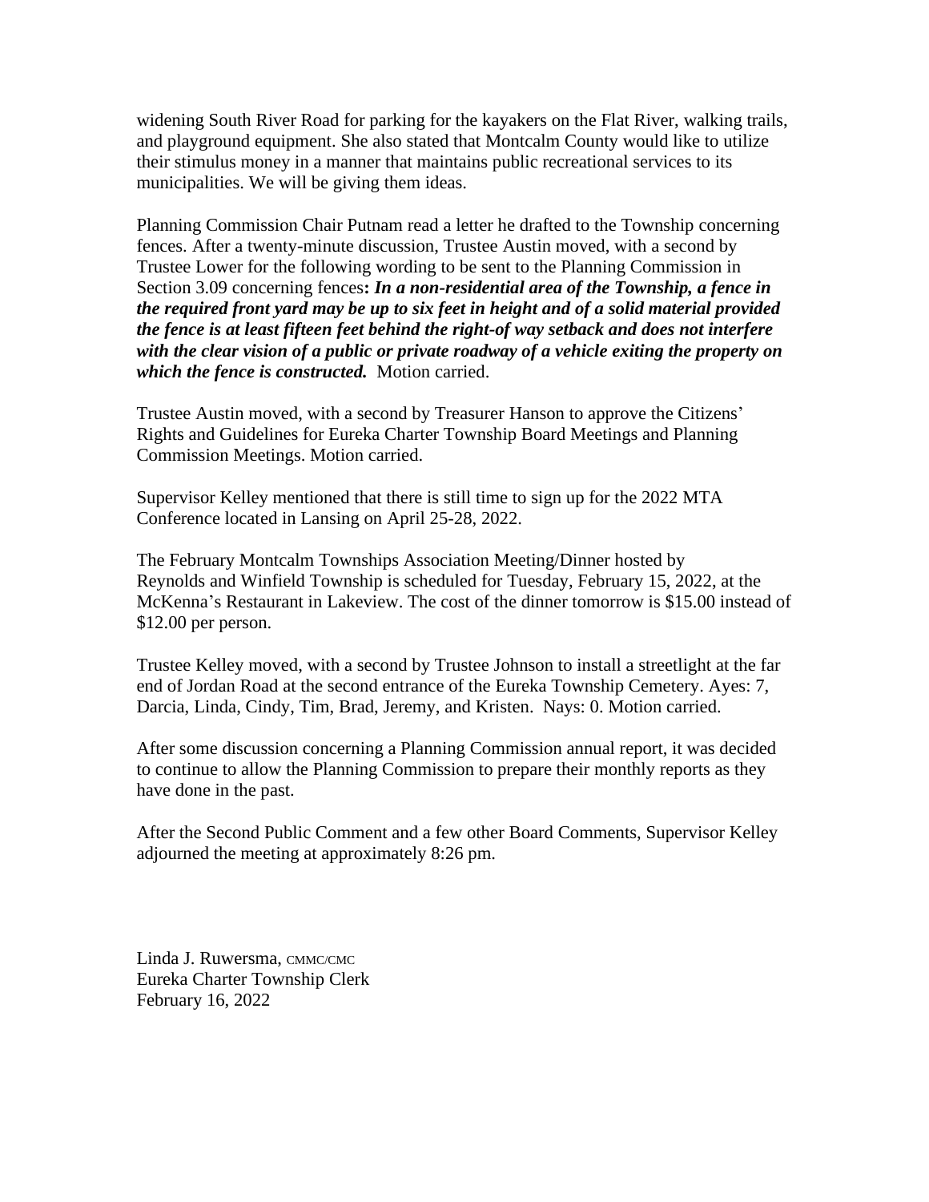widening South River Road for parking for the kayakers on the Flat River, walking trails, and playground equipment. She also stated that Montcalm County would like to utilize their stimulus money in a manner that maintains public recreational services to its municipalities. We will be giving them ideas.

Planning Commission Chair Putnam read a letter he drafted to the Township concerning fences. After a twenty-minute discussion, Trustee Austin moved, with a second by Trustee Lower for the following wording to be sent to the Planning Commission in Section 3.09 concerning fences**:** ***In a non-residential area of the Township, a fence in the required front yard may be up to six feet in height and of a solid material provided the fence is at least fifteen feet behind the right-of way setback and does not interfere with the clear vision of a public or private roadway of a vehicle exiting the property on which the fence is constructed.*** Motion carried.

Trustee Austin moved, with a second by Treasurer Hanson to approve the Citizens' Rights and Guidelines for Eureka Charter Township Board Meetings and Planning Commission Meetings. Motion carried.

Supervisor Kelley mentioned that there is still time to sign up for the 2022 MTA Conference located in Lansing on April 25-28, 2022.

The February Montcalm Townships Association Meeting/Dinner hosted by Reynolds and Winfield Township is scheduled for Tuesday, February 15, 2022, at the McKenna's Restaurant in Lakeview. The cost of the dinner tomorrow is $15.00 instead of $12.00 per person.

Trustee Kelley moved, with a second by Trustee Johnson to install a streetlight at the far end of Jordan Road at the second entrance of the Eureka Township Cemetery. Ayes: 7, Darcia, Linda, Cindy, Tim, Brad, Jeremy, and Kristen. Nays: 0. Motion carried.

After some discussion concerning a Planning Commission annual report, it was decided to continue to allow the Planning Commission to prepare their monthly reports as they have done in the past.

After the Second Public Comment and a few other Board Comments, Supervisor Kelley adjourned the meeting at approximately 8:26 pm.

Linda J. Ruwersma, CMMC/CMC
Eureka Charter Township Clerk
February 16, 2022